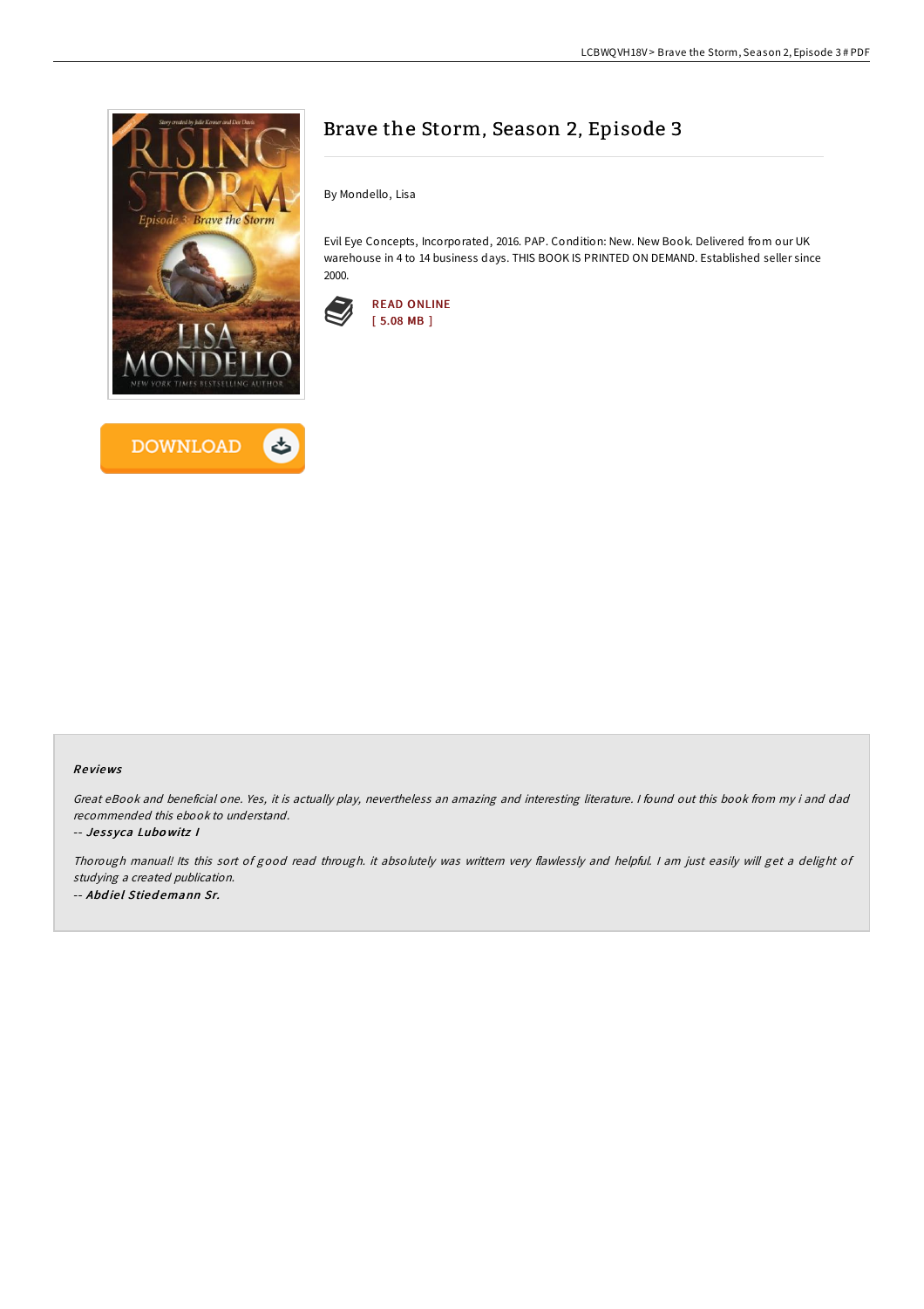# Brave the Storm, Season 2, Episode 3

By Mondello, Lisa

Evil Eye Concepts, Incorporated, 2016. PAP. Condition: New. New Book. Delivered from our UK warehouse in 4 to 14 business days. THIS BOOK IS PRINTED ON DEMAND. Established seller since 2000.

READ ONLINE
[ 5.08 MB ]

DOWNLOAD

## Reviews

*Great eBook and beneficial one. Yes, it is actually play, nevertheless an amazing and interesting literature. I found out this book from my i and dad recommended this ebook to understand.*

*-- **Jessyca Lubowitz I***

*Thorough manual! Its this sort of good read through. it absolutely was writtern very flawlessly and helpful. I am just easily will get a delight of studying a created publication.*

*-- **Abdiel Stiedemann Sr.***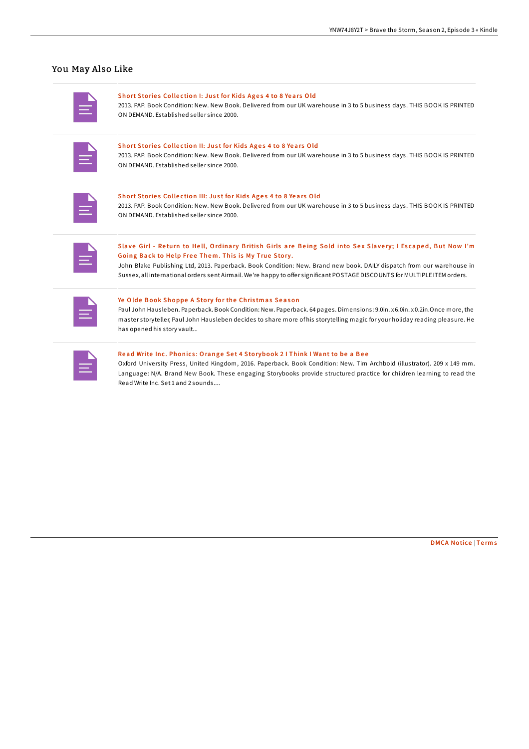## You May Also Like

### Short Stories Collection I: Just for Kids Ages 4 to 8 Years Old

2013. PAP. Book Condition: New. New Book. Delivered from our UK warehouse in 3 to 5 business days. THIS BOOK IS PRINTED ON DEMAND. Established seller since 2000.

### Short Stories Collection II: Just for Kids Ages 4 to 8 Years Old

2013. PAP. Book Condition: New. New Book. Delivered from our UK warehouse in 3 to 5 business days. THIS BOOK IS PRINTED ON DEMAND. Established seller since 2000.

### Short Stories Collection III: Just for Kids Ages 4 to 8 Years Old

2013. PAP. Book Condition: New. New Book. Delivered from our UK warehouse in 3 to 5 business days. THIS BOOK IS PRINTED ON DEMAND. Established seller since 2000.

### Slave Girl - Return to Hell, Ordinary British Girls are Being Sold into Sex Slavery; I Escaped, But Now I'm Going Back to Help Free Them. This is My True Story.

John Blake Publishing Ltd, 2013. Paperback. Book Condition: New. Brand new book. DAILY dispatch from our warehouse in Sussex, all international orders sent Airmail. We're happy to offer significant POSTAGE DISCOUNTS for MULTIPLE ITEM orders.

### Ye Olde Book Shoppe A Story for the Christmas Season

Paul John Hausleben. Paperback. Book Condition: New. Paperback. 64 pages. Dimensions: 9.0in. x 6.0in. x 0.2in.Once more, the master storyteller, Paul John Hausleben decides to share more of his storytelling magic for your holiday reading pleasure. He has opened his story vault...

### Read Write Inc. Phonics: Orange Set 4 Storybook 2 I Think I Want to be a Bee

Oxford University Press, United Kingdom, 2016. Paperback. Book Condition: New. Tim Archbold (illustrator). 209 x 149 mm. Language: N/A. Brand New Book. These engaging Storybooks provide structured practice for children learning to read the Read Write Inc. Set 1 and 2 sounds....

DMCA Notice | Terms